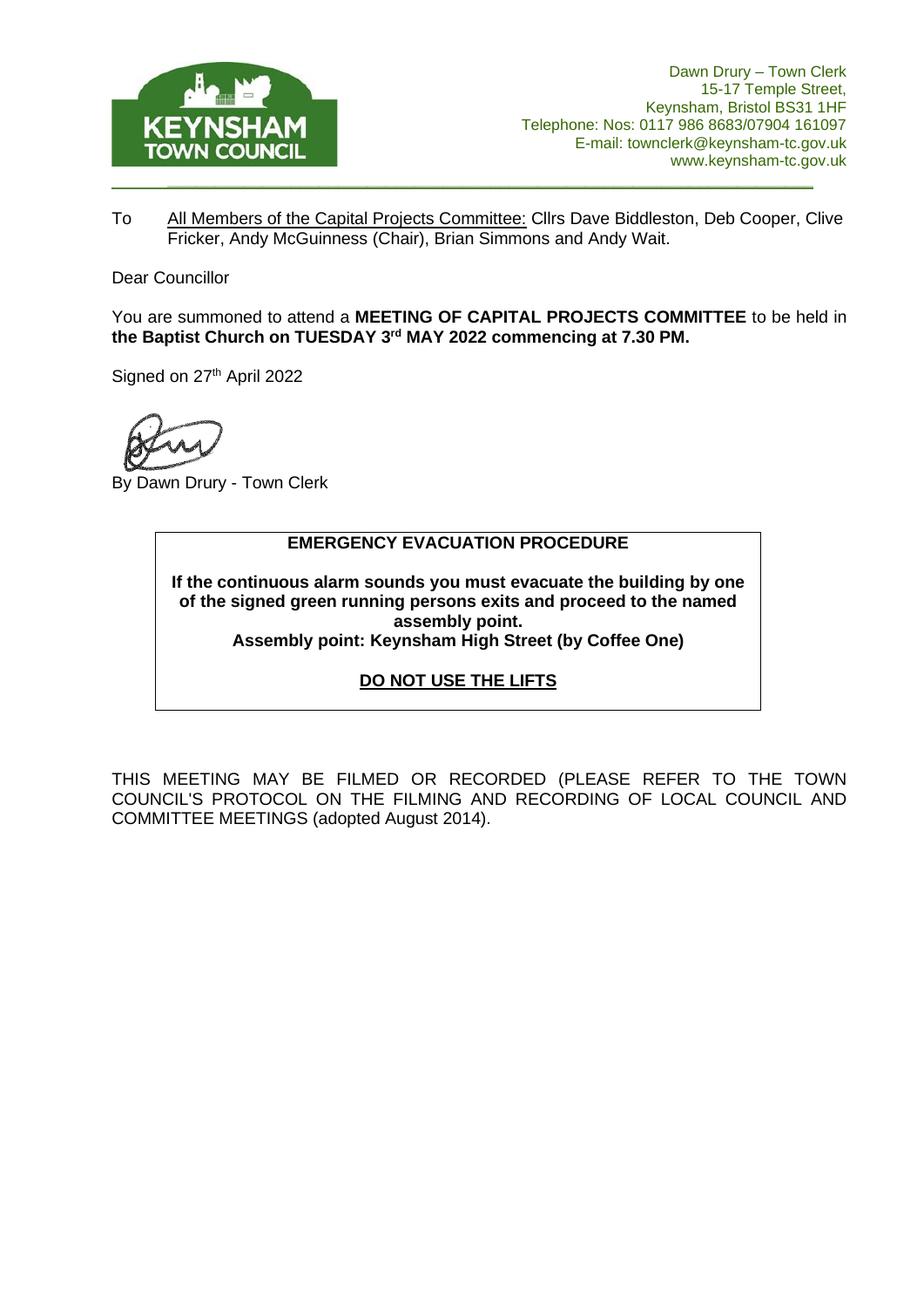KEYNSHAM TOWN COUNCIL

Dawn Drury – Town Clerk
15-17 Temple Street,
Keynsham, Bristol BS31 1HF
Telephone: Nos: 0117 986 8683/07904 161097
E-mail: townclerk@keynsham-tc.gov.uk
www.keynsham-tc.gov.uk

---

To All Members of the Capital Projects Committee: Cllrs Dave Biddleston, Deb Cooper, Clive Fricker, Andy McGuinness (Chair), Brian Simmons and Andy Wait.

Dear Councillor

You are summoned to attend a **MEETING OF CAPITAL PROJECTS COMMITTEE** to be held in **the Baptist Church on TUESDAY 3rd MAY 2022 commencing at 7.30 PM.**

Signed on 27th April 2022

By Dawn Drury - Town Clerk

**EMERGENCY EVACUATION PROCEDURE**

**If the continuous alarm sounds you must evacuate the building by one of the signed green running persons exits and proceed to the named assembly point.**
**Assembly point: Keynsham High Street (by Coffee One)**

**DO NOT USE THE LIFTS**

THIS MEETING MAY BE FILMED OR RECORDED (PLEASE REFER TO THE TOWN COUNCIL'S PROTOCOL ON THE FILMING AND RECORDING OF LOCAL COUNCIL AND COMMITTEE MEETINGS (adopted August 2014).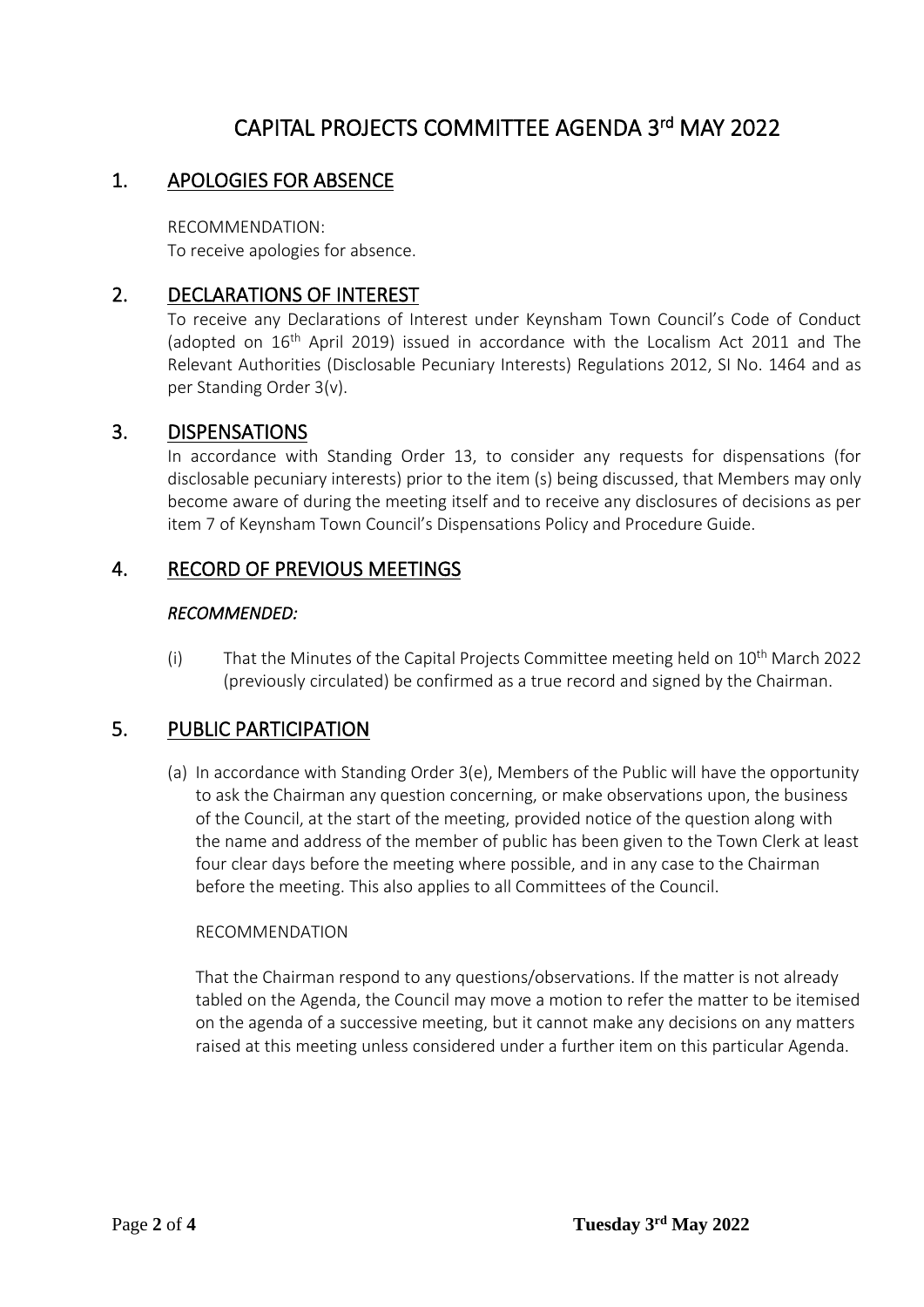# CAPITAL PROJECTS COMMITTEE AGENDA 3rd MAY 2022

## 1. APOLOGIES FOR ABSENCE

RECOMMENDATION:
To receive apologies for absence.

## 2. DECLARATIONS OF INTEREST

To receive any Declarations of Interest under Keynsham Town Council's Code of Conduct (adopted on 16th April 2019) issued in accordance with the Localism Act 2011 and The Relevant Authorities (Disclosable Pecuniary Interests) Regulations 2012, SI No. 1464 and as per Standing Order 3(v).

## 3. DISPENSATIONS

In accordance with Standing Order 13, to consider any requests for dispensations (for disclosable pecuniary interests) prior to the item (s) being discussed, that Members may only become aware of during the meeting itself and to receive any disclosures of decisions as per item 7 of Keynsham Town Council's Dispensations Policy and Procedure Guide.

## 4. RECORD OF PREVIOUS MEETINGS

***RECOMMENDED:***

(i) That the Minutes of the Capital Projects Committee meeting held on 10th March 2022 (previously circulated) be confirmed as a true record and signed by the Chairman.

## 5. PUBLIC PARTICIPATION

(a) In accordance with Standing Order 3(e), Members of the Public will have the opportunity to ask the Chairman any question concerning, or make observations upon, the business of the Council, at the start of the meeting, provided notice of the question along with the name and address of the member of public has been given to the Town Clerk at least four clear days before the meeting where possible, and in any case to the Chairman before the meeting. This also applies to all Committees of the Council.

RECOMMENDATION

That the Chairman respond to any questions/observations. If the matter is not already tabled on the Agenda, the Council may move a motion to refer the matter to be itemised on the agenda of a successive meeting, but it cannot make any decisions on any matters raised at this meeting unless considered under a further item on this particular Agenda.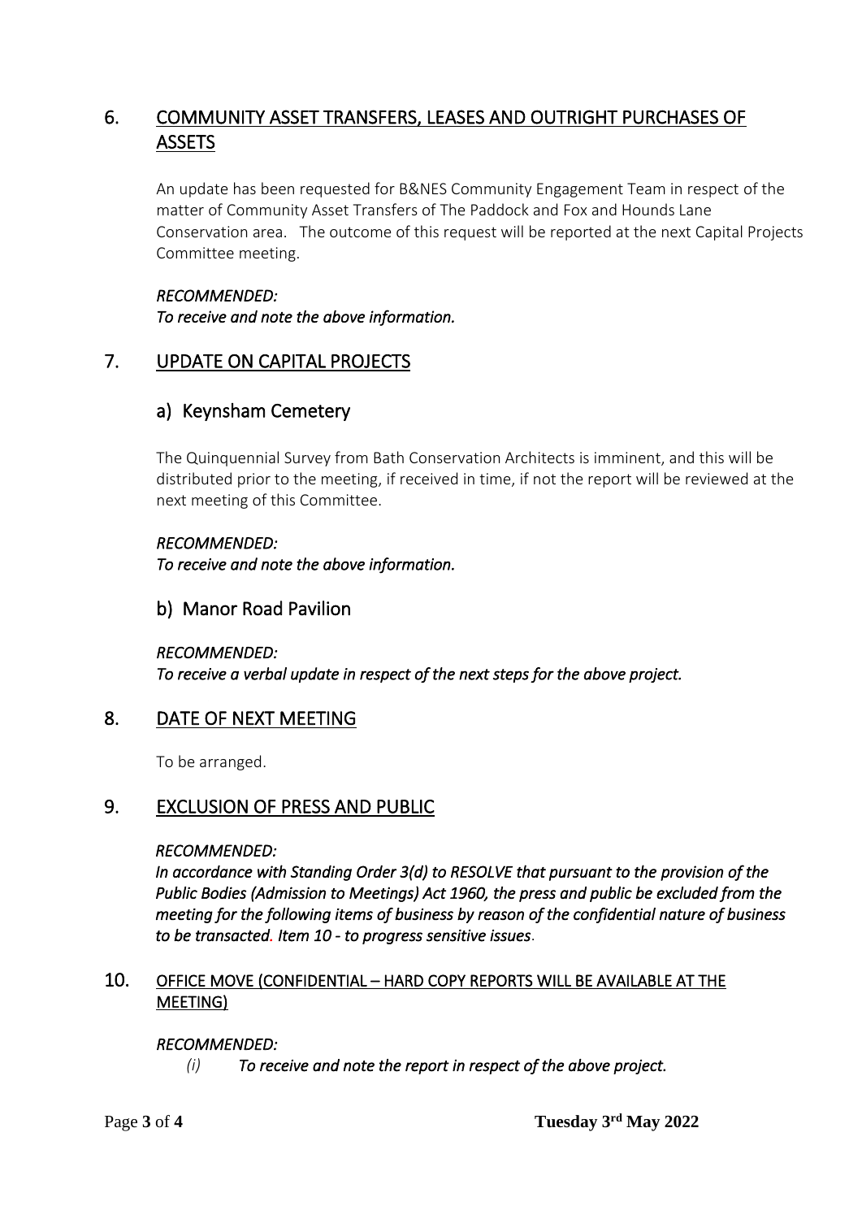## 6. COMMUNITY ASSET TRANSFERS, LEASES AND OUTRIGHT PURCHASES OF ASSETS

An update has been requested for B&NES Community Engagement Team in respect of the matter of Community Asset Transfers of The Paddock and Fox and Hounds Lane Conservation area. The outcome of this request will be reported at the next Capital Projects Committee meeting.

***RECOMMENDED:***
***To receive and note the above information.***

## 7. UPDATE ON CAPITAL PROJECTS

### a) Keynsham Cemetery

The Quinquennial Survey from Bath Conservation Architects is imminent, and this will be distributed prior to the meeting, if received in time, if not the report will be reviewed at the next meeting of this Committee.

***RECOMMENDED:***
***To receive and note the above information.***

### b) Manor Road Pavilion

***RECOMMENDED:***
***To receive a verbal update in respect of the next steps for the above project.***

## 8. DATE OF NEXT MEETING

To be arranged.

## 9. EXCLUSION OF PRESS AND PUBLIC

***RECOMMENDED:***
***In accordance with Standing Order 3(d) to RESOLVE that pursuant to the provision of the Public Bodies (Admission to Meetings) Act 1960, the press and public be excluded from the meeting for the following items of business by reason of the confidential nature of business to be transacted. Item 10 - to progress sensitive issues.***

## 10. OFFICE MOVE (CONFIDENTIAL – HARD COPY REPORTS WILL BE AVAILABLE AT THE MEETING)

***RECOMMENDED:***

*(i)* ***To receive and note the report in respect of the above project.***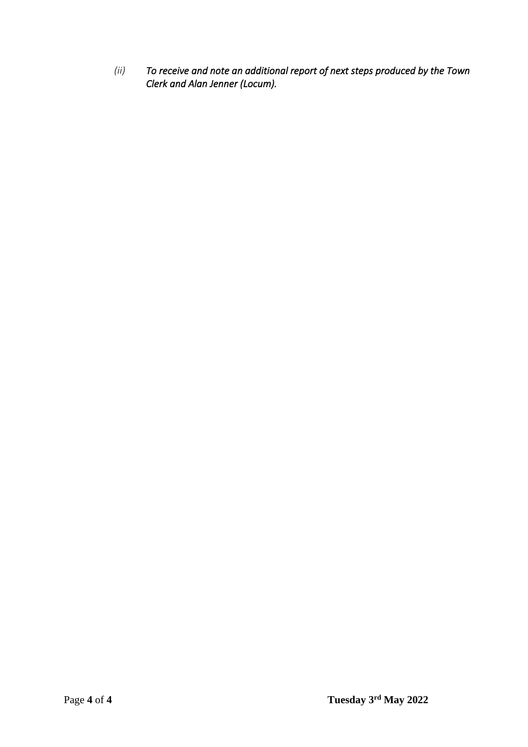*(ii)* ***To receive and note an additional report of next steps produced by the Town Clerk and Alan Jenner (Locum).***